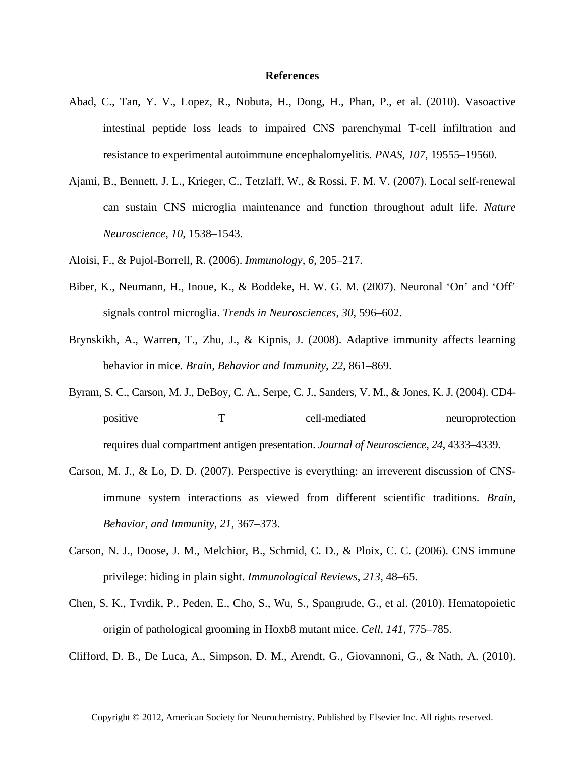# References

Abad, C., Tan, Y. V., Lopez, R., Nobuta, H., Dong, H., Phan, P., et al. (2010). Vasoactive intestinal peptide loss leads to impaired CNS parenchymal T-cell infiltration and resistance to experimental autoimmune encephalomyelitis. *PNAS*, *107*, 19555–19560.

Ajami, B., Bennett, J. L., Krieger, C., Tetzlaff, W., & Rossi, F. M. V. (2007). Local self-renewal can sustain CNS microglia maintenance and function throughout adult life. *Nature Neuroscience*, *10*, 1538–1543.

Aloisi, F., & Pujol-Borrell, R. (2006). *Immunology*, *6*, 205–217.

Biber, K., Neumann, H., Inoue, K., & Boddeke, H. W. G. M. (2007). Neuronal 'On' and 'Off' signals control microglia. *Trends in Neurosciences*, *30*, 596–602.

Brynskikh, A., Warren, T., Zhu, J., & Kipnis, J. (2008). Adaptive immunity affects learning behavior in mice. *Brain, Behavior and Immunity*, *22*, 861–869.

Byram, S. C., Carson, M. J., DeBoy, C. A., Serpe, C. J., Sanders, V. M., & Jones, K. J. (2004). CD4-positive T cell-mediated neuroprotection requires dual compartment antigen presentation. *Journal of Neuroscience*, *24*, 4333–4339.

Carson, M. J., & Lo, D. D. (2007). Perspective is everything: an irreverent discussion of CNS-immune system interactions as viewed from different scientific traditions. *Brain, Behavior, and Immunity*, *21*, 367–373.

Carson, N. J., Doose, J. M., Melchior, B., Schmid, C. D., & Ploix, C. C. (2006). CNS immune privilege: hiding in plain sight. *Immunological Reviews*, *213*, 48–65.

Chen, S. K., Tvrdik, P., Peden, E., Cho, S., Wu, S., Spangrude, G., et al. (2010). Hematopoietic origin of pathological grooming in Hoxb8 mutant mice. *Cell*, *141*, 775–785.

Clifford, D. B., De Luca, A., Simpson, D. M., Arendt, G., Giovannoni, G., & Nath, A. (2010).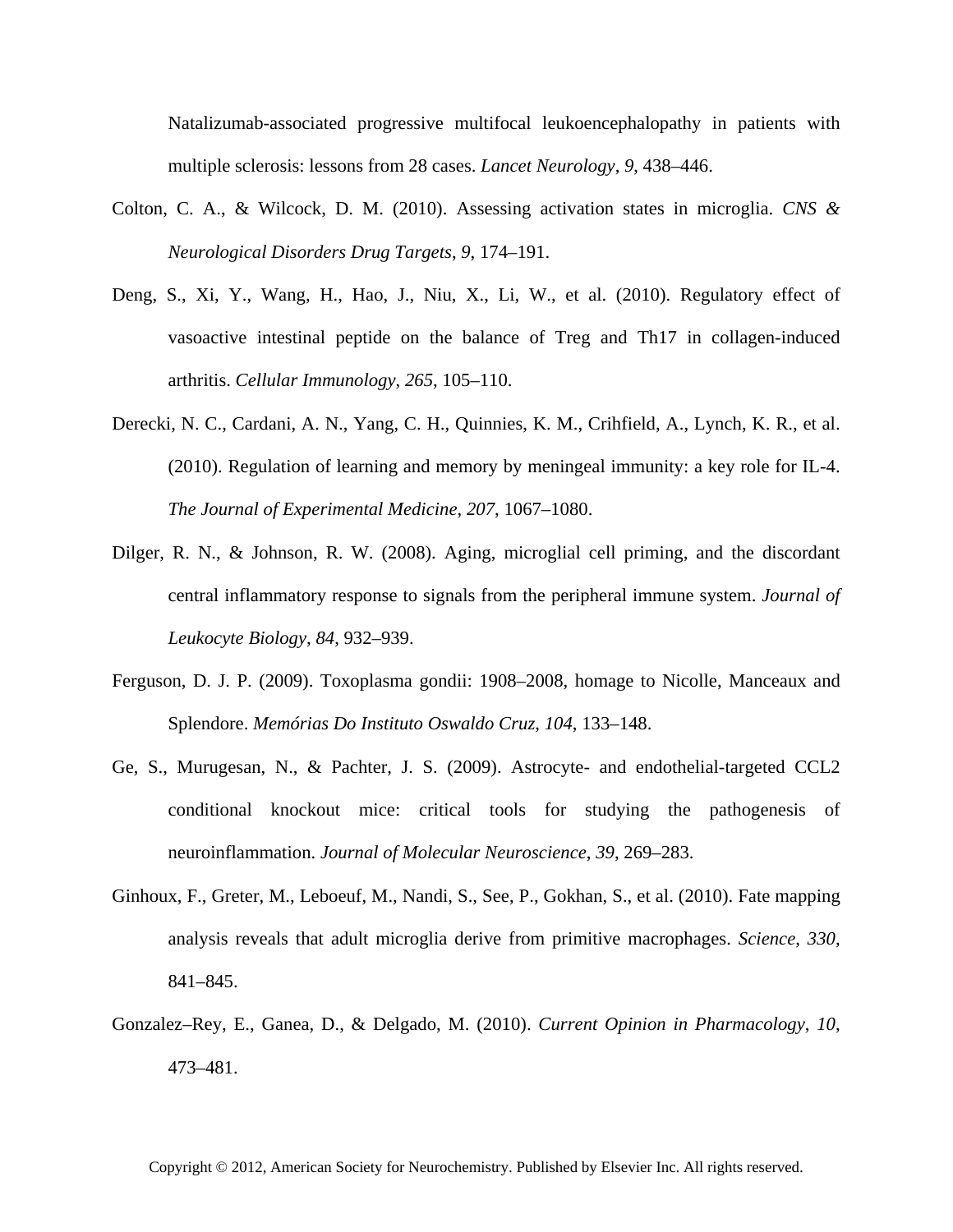Natalizumab-associated progressive multifocal leukoencephalopathy in patients with multiple sclerosis: lessons from 28 cases. *Lancet Neurology*, *9*, 438–446.

Colton, C. A., & Wilcock, D. M. (2010). Assessing activation states in microglia. *CNS & Neurological Disorders Drug Targets*, *9*, 174–191.

Deng, S., Xi, Y., Wang, H., Hao, J., Niu, X., Li, W., et al. (2010). Regulatory effect of vasoactive intestinal peptide on the balance of Treg and Th17 in collagen-induced arthritis. *Cellular Immunology*, *265*, 105–110.

Derecki, N. C., Cardani, A. N., Yang, C. H., Quinnies, K. M., Crihfield, A., Lynch, K. R., et al. (2010). Regulation of learning and memory by meningeal immunity: a key role for IL-4. *The Journal of Experimental Medicine*, *207*, 1067–1080.

Dilger, R. N., & Johnson, R. W. (2008). Aging, microglial cell priming, and the discordant central inflammatory response to signals from the peripheral immune system. *Journal of Leukocyte Biology*, *84*, 932–939.

Ferguson, D. J. P. (2009). Toxoplasma gondii: 1908–2008, homage to Nicolle, Manceaux and Splendore. *Memórias Do Instituto Oswaldo Cruz*, *104*, 133–148.

Ge, S., Murugesan, N., & Pachter, J. S. (2009). Astrocyte- and endothelial-targeted CCL2 conditional knockout mice: critical tools for studying the pathogenesis of neuroinflammation. *Journal of Molecular Neuroscience*, *39*, 269–283.

Ginhoux, F., Greter, M., Leboeuf, M., Nandi, S., See, P., Gokhan, S., et al. (2010). Fate mapping analysis reveals that adult microglia derive from primitive macrophages. *Science*, *330*, 841–845.

Gonzalez–Rey, E., Ganea, D., & Delgado, M. (2010). *Current Opinion in Pharmacology*, *10*, 473–481.

Copyright © 2012, American Society for Neurochemistry. Published by Elsevier Inc. All rights reserved.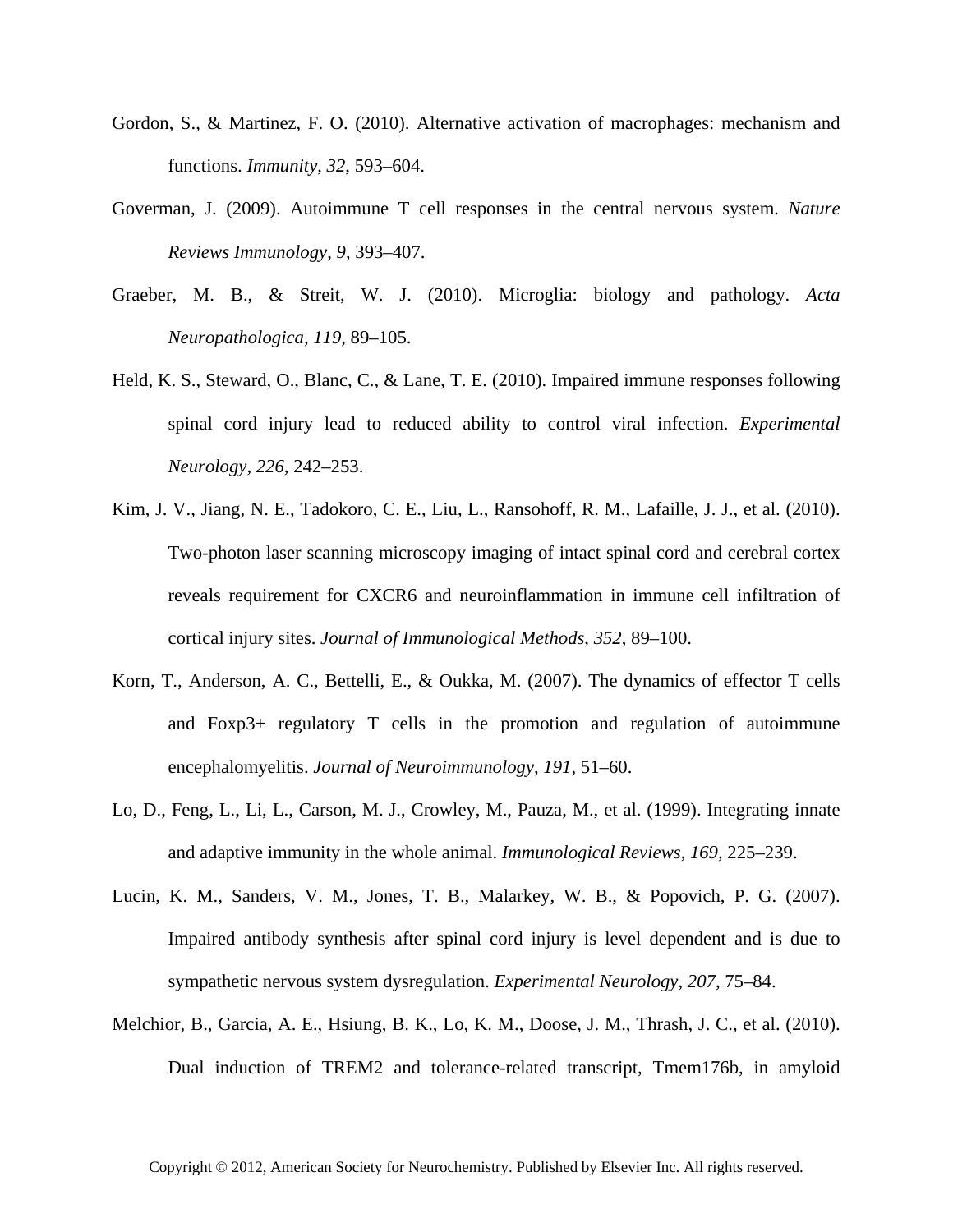Gordon, S., & Martinez, F. O. (2010). Alternative activation of macrophages: mechanism and functions. *Immunity*, *32*, 593–604.

Goverman, J. (2009). Autoimmune T cell responses in the central nervous system. *Nature Reviews Immunology*, *9*, 393–407.

Graeber, M. B., & Streit, W. J. (2010). Microglia: biology and pathology. *Acta Neuropathologica*, *119*, 89–105.

Held, K. S., Steward, O., Blanc, C., & Lane, T. E. (2010). Impaired immune responses following spinal cord injury lead to reduced ability to control viral infection. *Experimental Neurology*, *226*, 242–253.

Kim, J. V., Jiang, N. E., Tadokoro, C. E., Liu, L., Ransohoff, R. M., Lafaille, J. J., et al. (2010). Two-photon laser scanning microscopy imaging of intact spinal cord and cerebral cortex reveals requirement for CXCR6 and neuroinflammation in immune cell infiltration of cortical injury sites. *Journal of Immunological Methods*, *352*, 89–100.

Korn, T., Anderson, A. C., Bettelli, E., & Oukka, M. (2007). The dynamics of effector T cells and Foxp3+ regulatory T cells in the promotion and regulation of autoimmune encephalomyelitis. *Journal of Neuroimmunology*, *191*, 51–60.

Lo, D., Feng, L., Li, L., Carson, M. J., Crowley, M., Pauza, M., et al. (1999). Integrating innate and adaptive immunity in the whole animal. *Immunological Reviews*, *169*, 225–239.

Lucin, K. M., Sanders, V. M., Jones, T. B., Malarkey, W. B., & Popovich, P. G. (2007). Impaired antibody synthesis after spinal cord injury is level dependent and is due to sympathetic nervous system dysregulation. *Experimental Neurology*, *207*, 75–84.

Melchior, B., Garcia, A. E., Hsiung, B. K., Lo, K. M., Doose, J. M., Thrash, J. C., et al. (2010). Dual induction of TREM2 and tolerance-related transcript, Tmem176b, in amyloid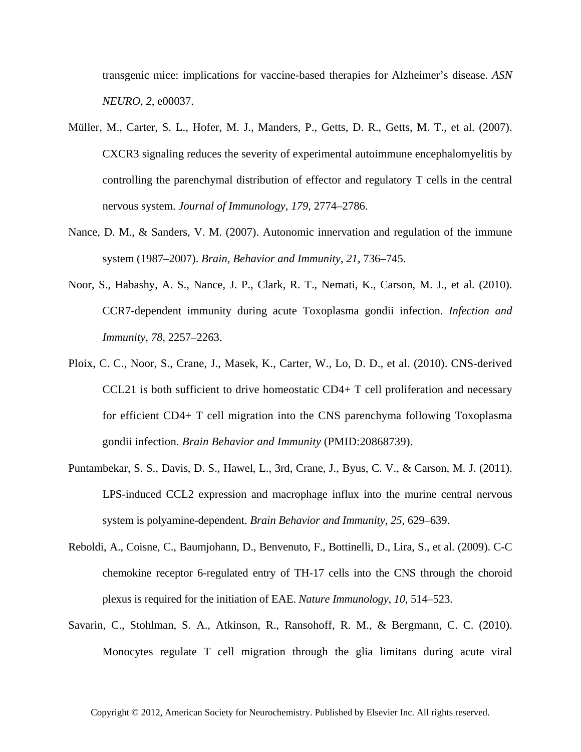transgenic mice: implications for vaccine-based therapies for Alzheimer's disease. *ASN NEURO*, *2*, e00037.

Müller, M., Carter, S. L., Hofer, M. J., Manders, P., Getts, D. R., Getts, M. T., et al. (2007). CXCR3 signaling reduces the severity of experimental autoimmune encephalomyelitis by controlling the parenchymal distribution of effector and regulatory T cells in the central nervous system. *Journal of Immunology*, *179*, 2774–2786.

Nance, D. M., & Sanders, V. M. (2007). Autonomic innervation and regulation of the immune system (1987–2007). *Brain, Behavior and Immunity*, *21*, 736–745.

Noor, S., Habashy, A. S., Nance, J. P., Clark, R. T., Nemati, K., Carson, M. J., et al. (2010). CCR7-dependent immunity during acute Toxoplasma gondii infection. *Infection and Immunity*, *78*, 2257–2263.

Ploix, C. C., Noor, S., Crane, J., Masek, K., Carter, W., Lo, D. D., et al. (2010). CNS-derived CCL21 is both sufficient to drive homeostatic CD4+ T cell proliferation and necessary for efficient CD4+ T cell migration into the CNS parenchyma following Toxoplasma gondii infection. *Brain Behavior and Immunity* (PMID:20868739).

Puntambekar, S. S., Davis, D. S., Hawel, L., 3rd, Crane, J., Byus, C. V., & Carson, M. J. (2011). LPS-induced CCL2 expression and macrophage influx into the murine central nervous system is polyamine-dependent. *Brain Behavior and Immunity, 25*, 629–639.

Reboldi, A., Coisne, C., Baumjohann, D., Benvenuto, F., Bottinelli, D., Lira, S., et al. (2009). C-C chemokine receptor 6-regulated entry of TH-17 cells into the CNS through the choroid plexus is required for the initiation of EAE. *Nature Immunology*, *10*, 514–523.

Savarin, C., Stohlman, S. A., Atkinson, R., Ransohoff, R. M., & Bergmann, C. C. (2010). Monocytes regulate T cell migration through the glia limitans during acute viral

Copyright © 2012, American Society for Neurochemistry. Published by Elsevier Inc. All rights reserved.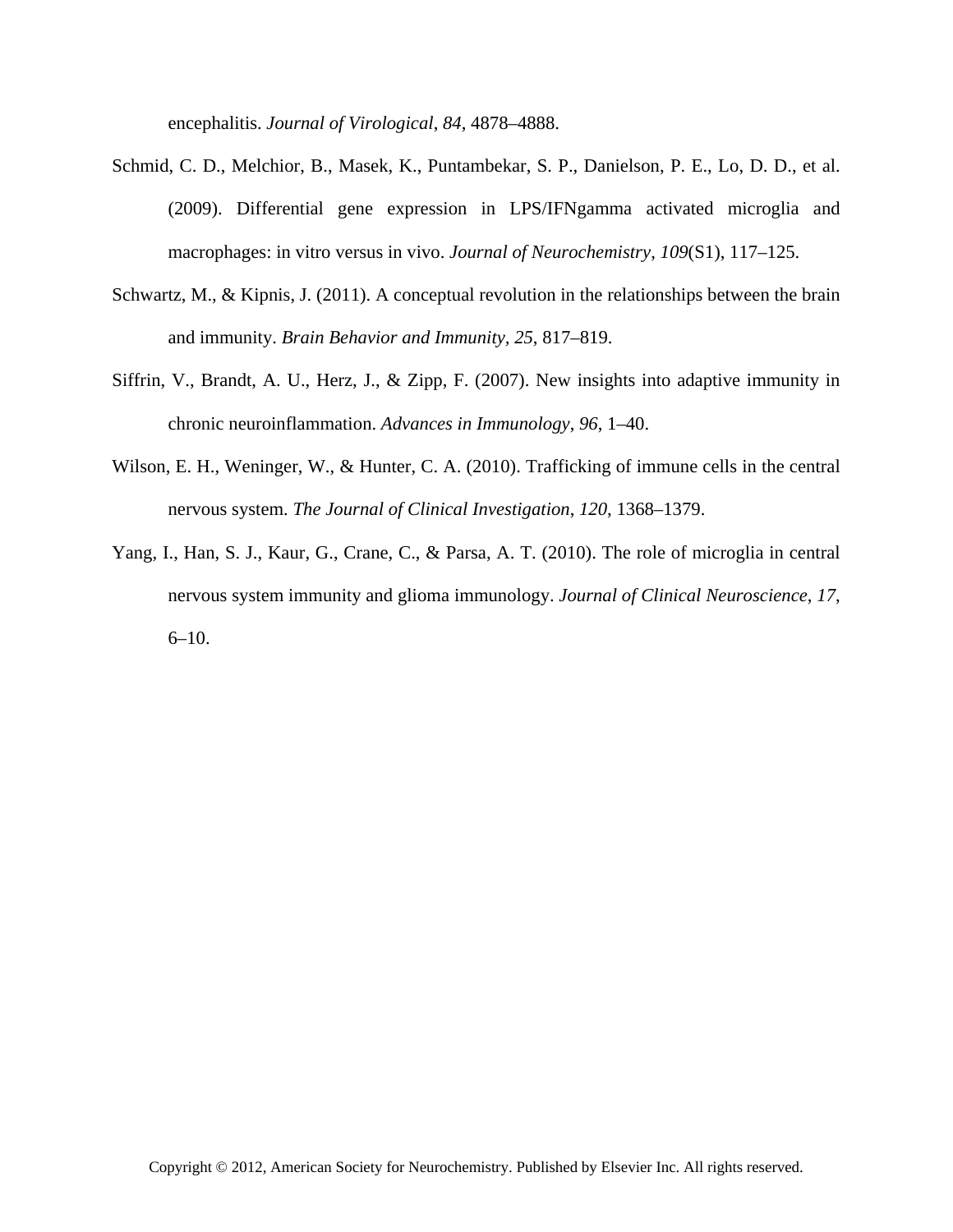encephalitis. *Journal of Virological*, *84*, 4878–4888.

Schmid, C. D., Melchior, B., Masek, K., Puntambekar, S. P., Danielson, P. E., Lo, D. D., et al. (2009). Differential gene expression in LPS/IFNgamma activated microglia and macrophages: in vitro versus in vivo. *Journal of Neurochemistry*, *109*(S1), 117–125.

Schwartz, M., & Kipnis, J. (2011). A conceptual revolution in the relationships between the brain and immunity. *Brain Behavior and Immunity*, *25*, 817–819.

Siffrin, V., Brandt, A. U., Herz, J., & Zipp, F. (2007). New insights into adaptive immunity in chronic neuroinflammation. *Advances in Immunology*, *96*, 1–40.

Wilson, E. H., Weninger, W., & Hunter, C. A. (2010). Trafficking of immune cells in the central nervous system. *The Journal of Clinical Investigation*, *120*, 1368–1379.

Yang, I., Han, S. J., Kaur, G., Crane, C., & Parsa, A. T. (2010). The role of microglia in central nervous system immunity and glioma immunology. *Journal of Clinical Neuroscience*, *17*, 6–10.

Copyright © 2012, American Society for Neurochemistry. Published by Elsevier Inc. All rights reserved.